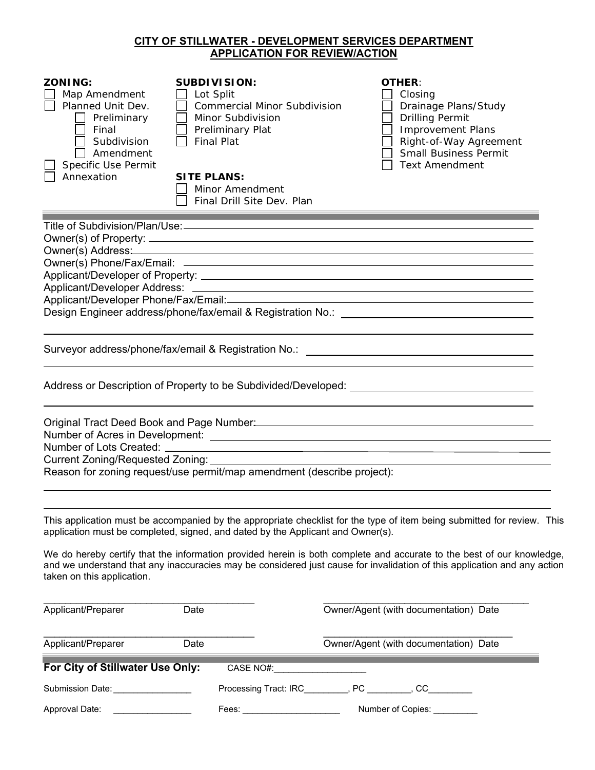## CITY OF STILLWATER - DEVELOPMENT SERVICES DEPARTMENT
## APPLICATION FOR REVIEW/ACTION

**ZONING:**
- ☐ Map Amendment
- ☐ Planned Unit Dev.
  - ☐ Preliminary
  - ☐ Final
  - ☐ Subdivision
  - ☐ Amendment
- ☐ Specific Use Permit
- ☐ Annexation

**SUBDIVISION:**
- ☐ Lot Split
- ☐ Commercial Minor Subdivision
- ☐ Minor Subdivision
- ☐ Preliminary Plat
- ☐ Final Plat

**SITE PLANS:**
- ☐ Minor Amendment
- ☐ Final Drill Site Dev. Plan

**OTHER:**
- ☐ Closing
- ☐ Drainage Plans/Study
- ☐ Drilling Permit
- ☐ Improvement Plans
- ☐ Right-of-Way Agreement
- ☐ Small Business Permit
- ☐ Text Amendment

---

Title of Subdivision/Plan/Use: ______________________________

Owner(s) of Property: ______________________________

Owner(s) Address: ______________________________

Owner(s) Phone/Fax/Email: ______________________________

Applicant/Developer of Property: ______________________________

Applicant/Developer Address: ______________________________

Applicant/Developer Phone/Fax/Email: ______________________________

Design Engineer address/phone/fax/email & Registration No.: ______________________________

______________________________

Surveyor address/phone/fax/email & Registration No.: ______________________________

______________________________

Address or Description of Property to be Subdivided/Developed: ______________________________

______________________________

Original Tract Deed Book and Page Number: ______________________________

Number of Acres in Development: ______________________________

Number of Lots Created: ______________________________

Current Zoning/Requested Zoning: ______________________________

Reason for zoning request/use permit/map amendment (describe project):

______________________________

______________________________

This application must be accompanied by the appropriate checklist for the type of item being submitted for review. This application must be completed, signed, and dated by the Applicant and Owner(s).

We do hereby certify that the information provided herein is both complete and accurate to the best of our knowledge, and we understand that any inaccuracies may be considered just cause for invalidation of this application and any action taken on this application.

______________________________ ______________________________
Applicant/Preparer Date Owner/Agent (with documentation) Date

______________________________ ______________________________
Applicant/Preparer Date Owner/Agent (with documentation) Date

---

**For City of Stillwater Use Only:** CASE NO#:__________________

Submission Date: ________________ Processing Tract: IRC_________, PC _________, CC_________

Approval Date: ________________ Fees: ____________________ Number of Copies: _________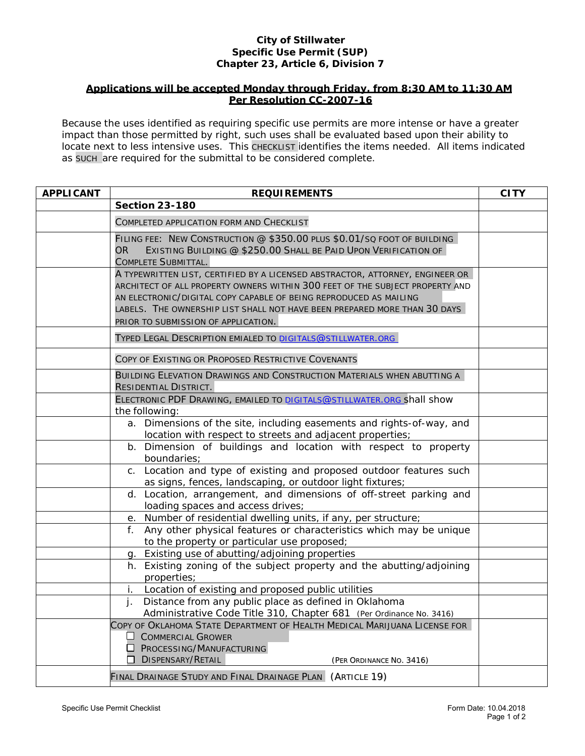**City of Stillwater**
**Specific Use Permit (SUP)**
**Chapter 23, Article 6, Division 7**

**Applications will be accepted Monday through Friday, from 8:30 AM to 11:30 AM**
**Per Resolution CC-2007-16**

Because the uses identified as requiring specific use permits are more intense or have a greater impact than those permitted by right, such uses shall be evaluated based upon their ability to locate next to less intensive uses. This CHECKLIST identifies the items needed. All items indicated as SUCH are required for the submittal to be considered complete.

| APPLICANT | REQUIREMENTS | CITY |
|---|---|---|
| | **Section 23-180** | |
| | COMPLETED APPLICATION FORM AND CHECKLIST | |
| | FILING FEE: NEW CONSTRUCTION @ $350.00 PLUS $0.01/SQ FOOT OF BUILDING OR EXISTING BUILDING @ $250.00 SHALL BE PAID UPON VERIFICATION OF COMPLETE SUBMITTAL. | |
| | A TYPEWRITTEN LIST, CERTIFIED BY A LICENSED ABSTRACTOR, ATTORNEY, ENGINEER OR ARCHITECT OF ALL PROPERTY OWNERS WITHIN 300 FEET OF THE SUBJECT PROPERTY AND AN ELECTRONIC/DIGITAL COPY CAPABLE OF BEING REPRODUCED AS MAILING LABELS. THE OWNERSHIP LIST SHALL NOT HAVE BEEN PREPARED MORE THAN 30 DAYS PRIOR TO SUBMISSION OF APPLICATION. | |
| | TYPED LEGAL DESCRIPTION EMIALED TO DIGITALS@STILLWATER.ORG | |
| | COPY OF EXISTING OR PROPOSED RESTRICTIVE COVENANTS | |
| | BUILDING ELEVATION DRAWINGS AND CONSTRUCTION MATERIALS WHEN ABUTTING A RESIDENTIAL DISTRICT. | |
| | ELECTRONIC PDF DRAWING, EMAILED TO DIGITALS@STILLWATER.ORG shall show the following: | |
| | a. Dimensions of the site, including easements and rights-of-way, and location with respect to streets and adjacent properties; | |
| | b. Dimension of buildings and location with respect to property boundaries; | |
| | c. Location and type of existing and proposed outdoor features such as signs, fences, landscaping, or outdoor light fixtures; | |
| | d. Location, arrangement, and dimensions of off-street parking and loading spaces and access drives; | |
| | e. Number of residential dwelling units, if any, per structure; | |
| | f. Any other physical features or characteristics which may be unique to the property or particular use proposed; | |
| | g. Existing use of abutting/adjoining properties | |
| | h. Existing zoning of the subject property and the abutting/adjoining properties; | |
| | i. Location of existing and proposed public utilities | |
| | j. Distance from any public place as defined in Oklahoma Administrative Code Title 310, Chapter 681 (Per Ordinance No. 3416) | |
| | COPY OF OKLAHOMA STATE DEPARTMENT OF HEALTH MEDICAL MARIJUANA LICENSE FOR<br>☐ COMMERCIAL GROWER<br>☐ PROCESSING/MANUFACTURING<br>☐ DISPENSARY/RETAIL (PER ORDINANCE NO. 3416) | |
| | FINAL DRAINAGE STUDY AND FINAL DRAINAGE PLAN (ARTICLE 19) | |

Specific Use Permit Checklist — Form Date: 10.04.2018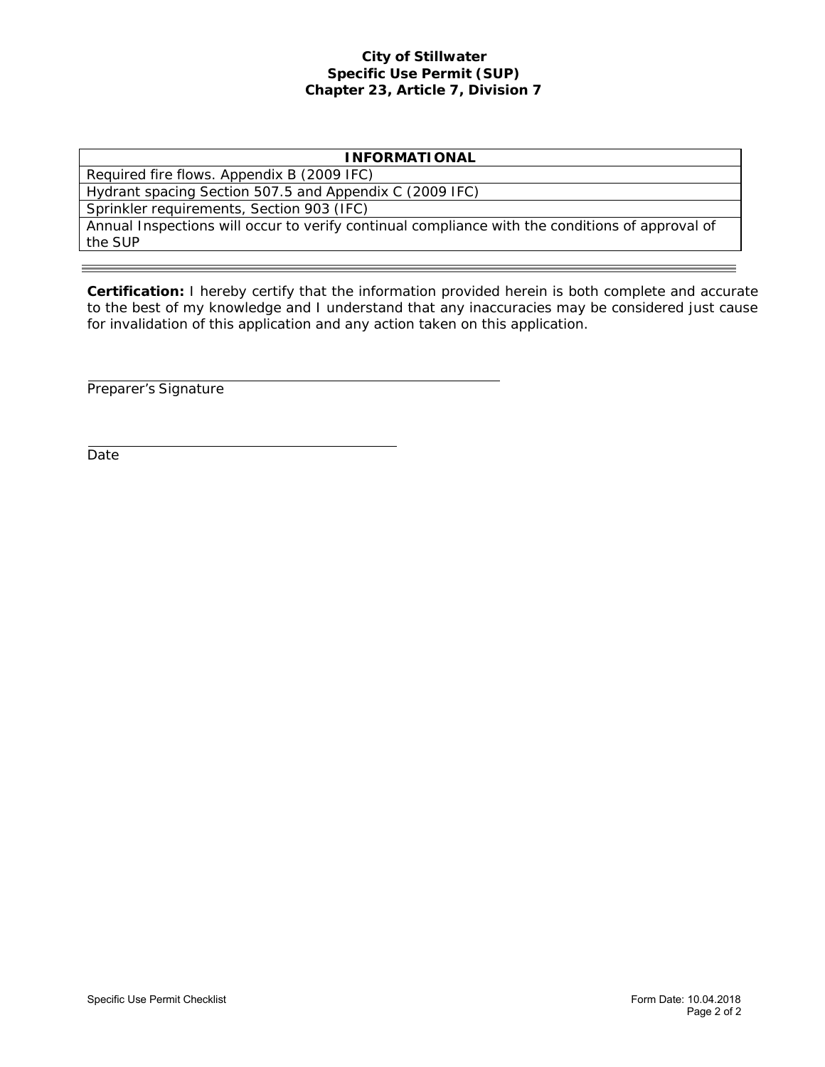**City of Stillwater**
**Specific Use Permit (SUP)**
**Chapter 23, Article 7, Division 7**

| **INFORMATIONAL** |
| --- |
| Required fire flows. Appendix B (2009 IFC) |
| Hydrant spacing Section 507.5 and Appendix C (2009 IFC) |
| Sprinkler requirements, Section 903 (IFC) |
| Annual Inspections will occur to verify continual compliance with the conditions of approval of the SUP |

---

**Certification:** I hereby certify that the information provided herein is both complete and accurate to the best of my knowledge and I understand that any inaccuracies may be considered just cause for invalidation of this application and any action taken on this application.

______________________________________________
Preparer's Signature

_________________________________
Date

Specific Use Permit Checklist

Form Date: 10.04.2018